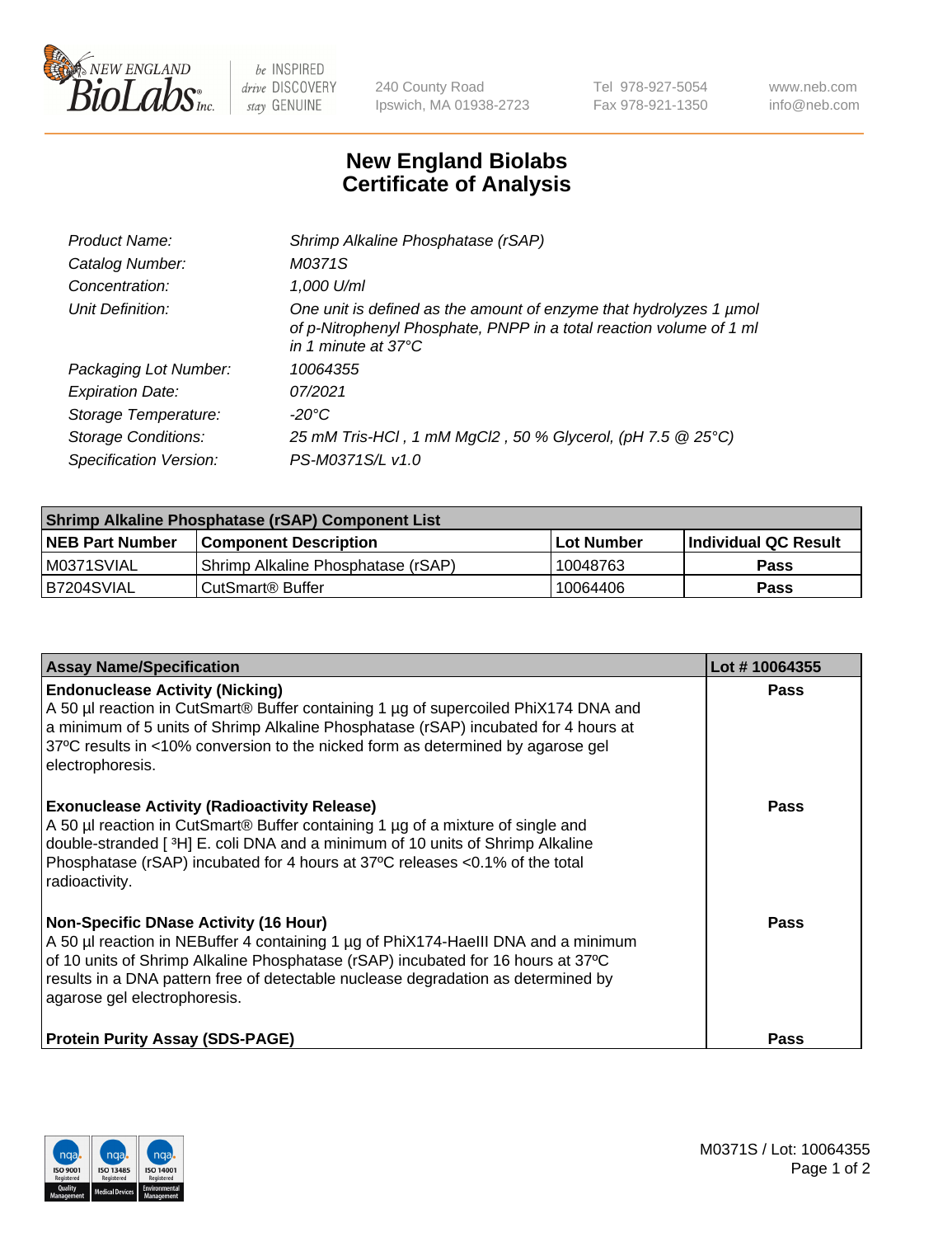New England BioLabs Inc. — be INSPIRED drive DISCOVERY stay GENUINE

240 County Road
Ipswich, MA 01938-2723

Tel 978-927-5054
Fax 978-921-1350

www.neb.com
info@neb.com

# New England Biolabs Certificate of Analysis

| | |
|---|---|
| *Product Name:* | *Shrimp Alkaline Phosphatase (rSAP)* |
| *Catalog Number:* | *M0371S* |
| *Concentration:* | *1,000 U/ml* |
| *Unit Definition:* | *One unit is defined as the amount of enzyme that hydrolyzes 1 µmol of p-Nitrophenyl Phosphate, PNPP in a total reaction volume of 1 ml in 1 minute at 37°C* |
| *Packaging Lot Number:* | *10064355* |
| *Expiration Date:* | *07/2021* |
| *Storage Temperature:* | *-20°C* |
| *Storage Conditions:* | *25 mM Tris-HCl , 1 mM MgCl2 , 50 % Glycerol, (pH 7.5 @ 25°C)* |
| *Specification Version:* | *PS-M0371S/L v1.0* |

| Shrimp Alkaline Phosphatase (rSAP) Component List | | | |
|---|---|---|---|
| **NEB Part Number** | **Component Description** | **Lot Number** | **Individual QC Result** |
| M0371SVIAL | Shrimp Alkaline Phosphatase (rSAP) | 10048763 | **Pass** |
| B7204SVIAL | CutSmart® Buffer | 10064406 | **Pass** |

| Assay Name/Specification | Lot # 10064355 |
|---|---|
| **Endonuclease Activity (Nicking)**<br>A 50 µl reaction in CutSmart® Buffer containing 1 µg of supercoiled PhiX174 DNA and a minimum of 5 units of Shrimp Alkaline Phosphatase (rSAP) incubated for 4 hours at 37ºC results in <10% conversion to the nicked form as determined by agarose gel electrophoresis. | **Pass** |
| **Exonuclease Activity (Radioactivity Release)**<br>A 50 µl reaction in CutSmart® Buffer containing 1 µg of a mixture of single and double-stranded [ $^3$H] E. coli DNA and a minimum of 10 units of Shrimp Alkaline Phosphatase (rSAP) incubated for 4 hours at 37ºC releases <0.1% of the total radioactivity. | **Pass** |
| **Non-Specific DNase Activity (16 Hour)**<br>A 50 µl reaction in NEBuffer 4 containing 1 µg of PhiX174-HaeIII DNA and a minimum of 10 units of Shrimp Alkaline Phosphatase (rSAP) incubated for 16 hours at 37ºC results in a DNA pattern free of detectable nuclease degradation as determined by agarose gel electrophoresis. | **Pass** |
| **Protein Purity Assay (SDS-PAGE)** | **Pass** |

M0371S / Lot: 10064355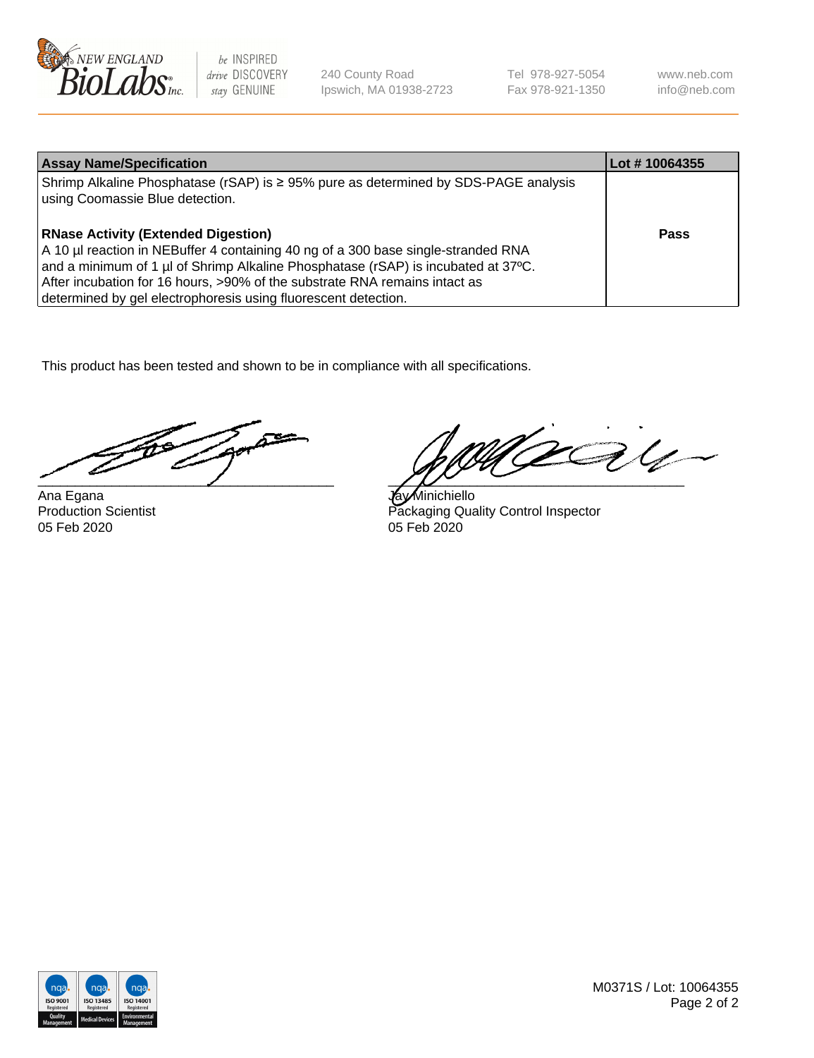NEW ENGLAND BioLabs Inc. — be INSPIRED drive DISCOVERY stay GENUINE

240 County Road
Ipswich, MA 01938-2723

Tel 978-927-5054
Fax 978-921-1350

www.neb.com
info@neb.com

| Assay Name/Specification | Lot # 10064355 |
|---|---|
| Shrimp Alkaline Phosphatase (rSAP) is ≥ 95% pure as determined by SDS-PAGE analysis using Coomassie Blue detection. | |
| **RNase Activity (Extended Digestion)** A 10 µl reaction in NEBuffer 4 containing 40 ng of a 300 base single-stranded RNA and a minimum of 1 µl of Shrimp Alkaline Phosphatase (rSAP) is incubated at 37ºC. After incubation for 16 hours, >90% of the substrate RNA remains intact as determined by gel electrophoresis using fluorescent detection. | **Pass** |

This product has been tested and shown to be in compliance with all specifications.

Ana Egana
Production Scientist
05 Feb 2020

Jay Minichiello
Packaging Quality Control Inspector
05 Feb 2020

M0371S / Lot: 10064355